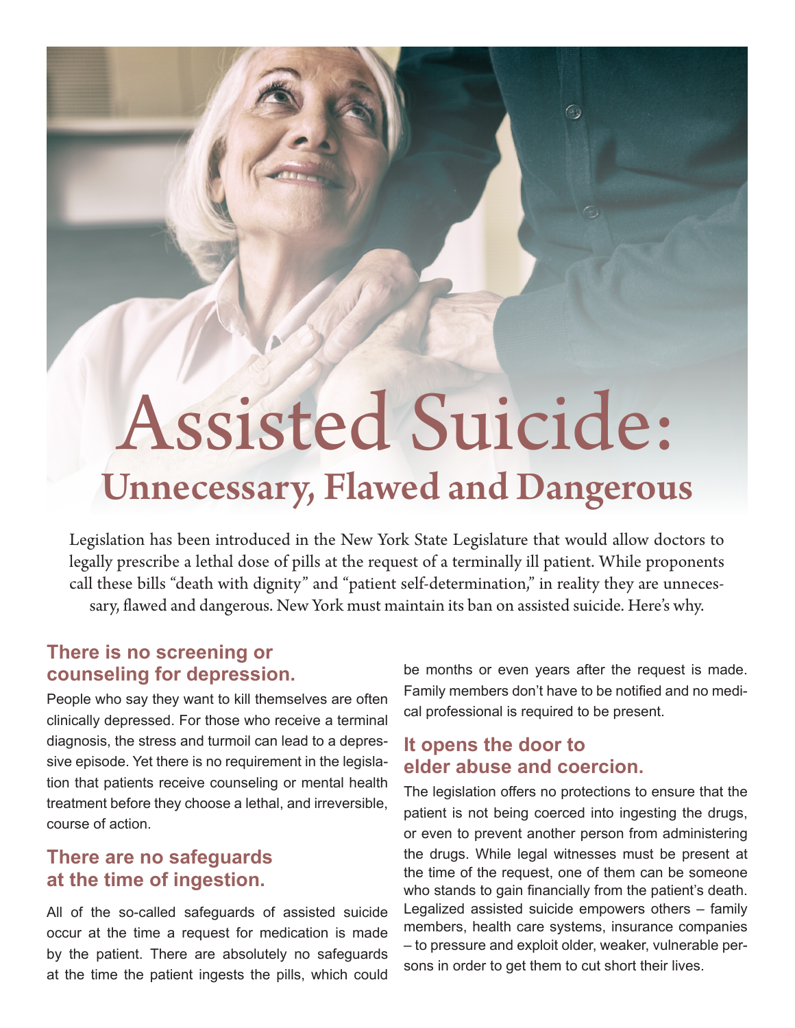# Assisted Suicide:

## Unnecessary, Flawed and Dangerous

Legislation has been introduced in the New York State Legislature that would allow doctors to legally prescribe a lethal dose of pills at the request of a terminally ill patient. While proponents call these bills "death with dignity" and "patient self-determination," in reality they are unnecessary, flawed and dangerous. New York must maintain its ban on assisted suicide. Here's why.

### There is no screening or counseling for depression.

People who say they want to kill themselves are often clinically depressed. For those who receive a terminal diagnosis, the stress and turmoil can lead to a depressive episode. Yet there is no requirement in the legislation that patients receive counseling or mental health treatment before they choose a lethal, and irreversible, course of action.

### There are no safeguards at the time of ingestion.

All of the so-called safeguards of assisted suicide occur at the time a request for medication is made by the patient. There are absolutely no safeguards at the time the patient ingests the pills, which could be months or even years after the request is made. Family members don't have to be notified and no medical professional is required to be present.

### It opens the door to elder abuse and coercion.

The legislation offers no protections to ensure that the patient is not being coerced into ingesting the drugs, or even to prevent another person from administering the drugs. While legal witnesses must be present at the time of the request, one of them can be someone who stands to gain financially from the patient's death. Legalized assisted suicide empowers others – family members, health care systems, insurance companies – to pressure and exploit older, weaker, vulnerable persons in order to get them to cut short their lives.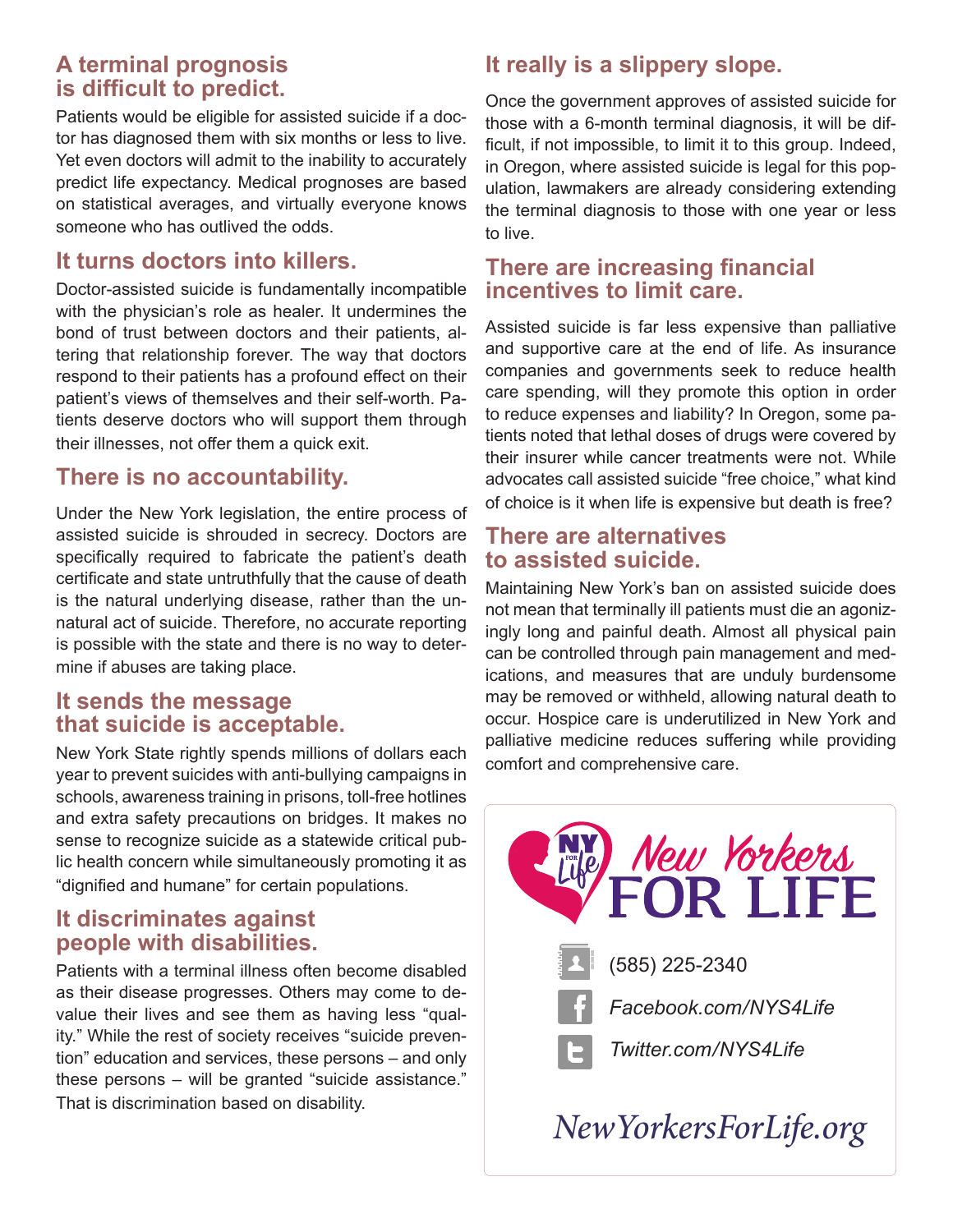## A terminal prognosis is difficult to predict.

Patients would be eligible for assisted suicide if a doctor has diagnosed them with six months or less to live. Yet even doctors will admit to the inability to accurately predict life expectancy. Medical prognoses are based on statistical averages, and virtually everyone knows someone who has outlived the odds.

## It turns doctors into killers.

Doctor-assisted suicide is fundamentally incompatible with the physician's role as healer. It undermines the bond of trust between doctors and their patients, altering that relationship forever. The way that doctors respond to their patients has a profound effect on their patient's views of themselves and their self-worth. Patients deserve doctors who will support them through their illnesses, not offer them a quick exit.

## There is no accountability.

Under the New York legislation, the entire process of assisted suicide is shrouded in secrecy. Doctors are specifically required to fabricate the patient's death certificate and state untruthfully that the cause of death is the natural underlying disease, rather than the unnatural act of suicide. Therefore, no accurate reporting is possible with the state and there is no way to determine if abuses are taking place.

## It sends the message that suicide is acceptable.

New York State rightly spends millions of dollars each year to prevent suicides with anti-bullying campaigns in schools, awareness training in prisons, toll-free hotlines and extra safety precautions on bridges. It makes no sense to recognize suicide as a statewide critical public health concern while simultaneously promoting it as "dignified and humane" for certain populations.

## It discriminates against people with disabilities.

Patients with a terminal illness often become disabled as their disease progresses. Others may come to devalue their lives and see them as having less "quality." While the rest of society receives "suicide prevention" education and services, these persons – and only these persons – will be granted "suicide assistance." That is discrimination based on disability.

## It really is a slippery slope.

Once the government approves of assisted suicide for those with a 6-month terminal diagnosis, it will be difficult, if not impossible, to limit it to this group. Indeed, in Oregon, where assisted suicide is legal for this population, lawmakers are already considering extending the terminal diagnosis to those with one year or less to live.

## There are increasing financial incentives to limit care.

Assisted suicide is far less expensive than palliative and supportive care at the end of life. As insurance companies and governments seek to reduce health care spending, will they promote this option in order to reduce expenses and liability? In Oregon, some patients noted that lethal doses of drugs were covered by their insurer while cancer treatments were not. While advocates call assisted suicide "free choice," what kind of choice is it when life is expensive but death is free?

## There are alternatives to assisted suicide.

Maintaining New York's ban on assisted suicide does not mean that terminally ill patients must die an agonizingly long and painful death. Almost all physical pain can be controlled through pain management and medications, and measures that are unduly burdensome may be removed or withheld, allowing natural death to occur. Hospice care is underutilized in New York and palliative medicine reduces suffering while providing comfort and comprehensive care.

New Yorkers FOR LIFE

(585) 225-2340

*Facebook.com/NYS4Life*

*Twitter.com/NYS4Life*

*NewYorkersForLife.org*